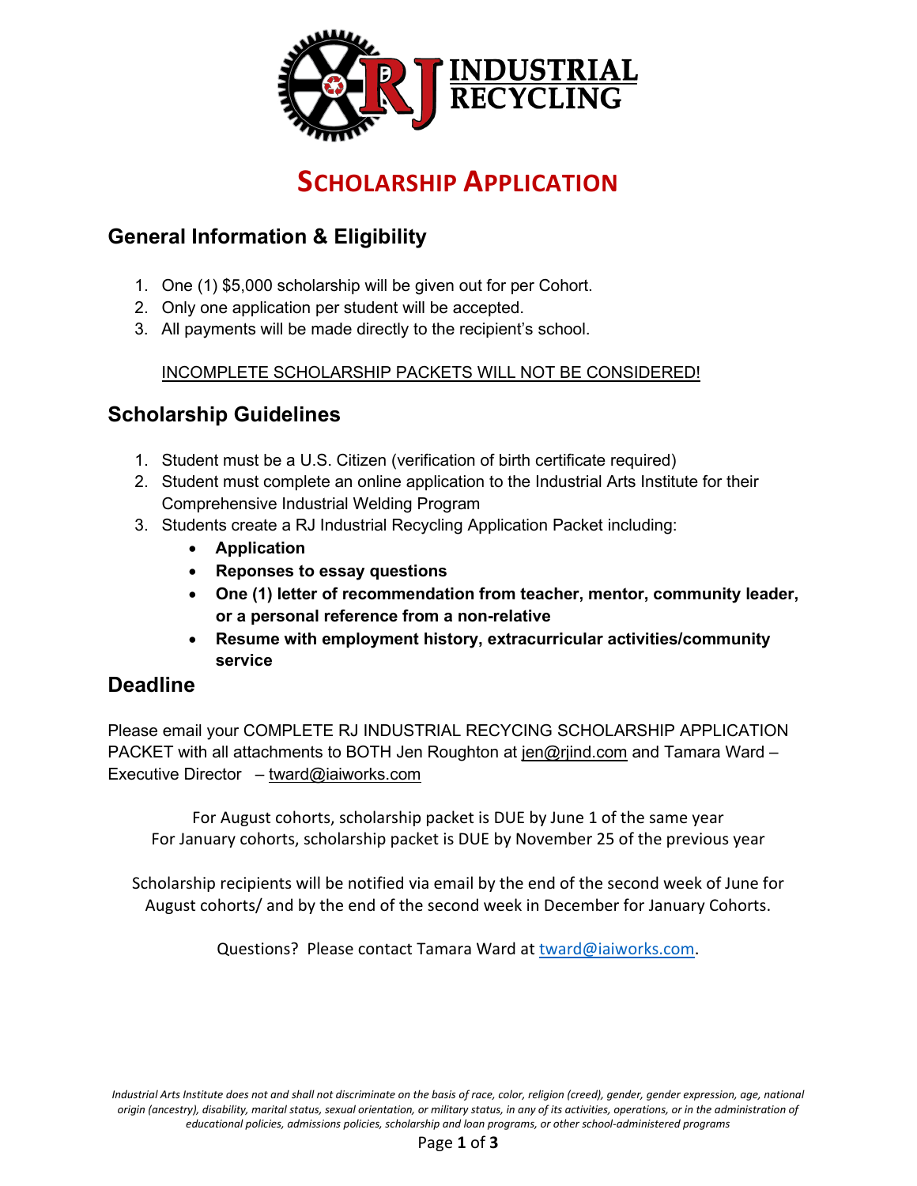# SCHOLARSHIP APPLICATION

## General Information & Eligibility

1. One (1) $5,000 scholarship will be given out for per Cohort.
2. Only one application per student will be accepted.
3. All payments will be made directly to the recipient's school.

<u>INCOMPLETE SCHOLARSHIP PACKETS WILL NOT BE CONSIDERED!</u>

## Scholarship Guidelines

1. Student must be a U.S. Citizen (verification of birth certificate required)
2. Student must complete an online application to the Industrial Arts Institute for their Comprehensive Industrial Welding Program
3. Students create a RJ Industrial Recycling Application Packet including:
   - **Application**
   - **Reponses to essay questions**
   - **One (1) letter of recommendation from teacher, mentor, community leader, or a personal reference from a non-relative**
   - **Resume with employment history, extracurricular activities/community service**

## Deadline

Please email your COMPLETE RJ INDUSTRIAL RECYCING SCHOLARSHIP APPLICATION PACKET with all attachments to BOTH Jen Roughton at jen@rjind.com and Tamara Ward – Executive Director – tward@iaiworks.com

For August cohorts, scholarship packet is DUE by June 1 of the same year
For January cohorts, scholarship packet is DUE by November 25 of the previous year

Scholarship recipients will be notified via email by the end of the second week of June for August cohorts/ and by the end of the second week in December for January Cohorts.

Questions? Please contact Tamara Ward at tward@iaiworks.com.

*Industrial Arts Institute does not and shall not discriminate on the basis of race, color, religion (creed), gender, gender expression, age, national origin (ancestry), disability, marital status, sexual orientation, or military status, in any of its activities, operations, or in the administration of educational policies, admissions policies, scholarship and loan programs, or other school-administered programs*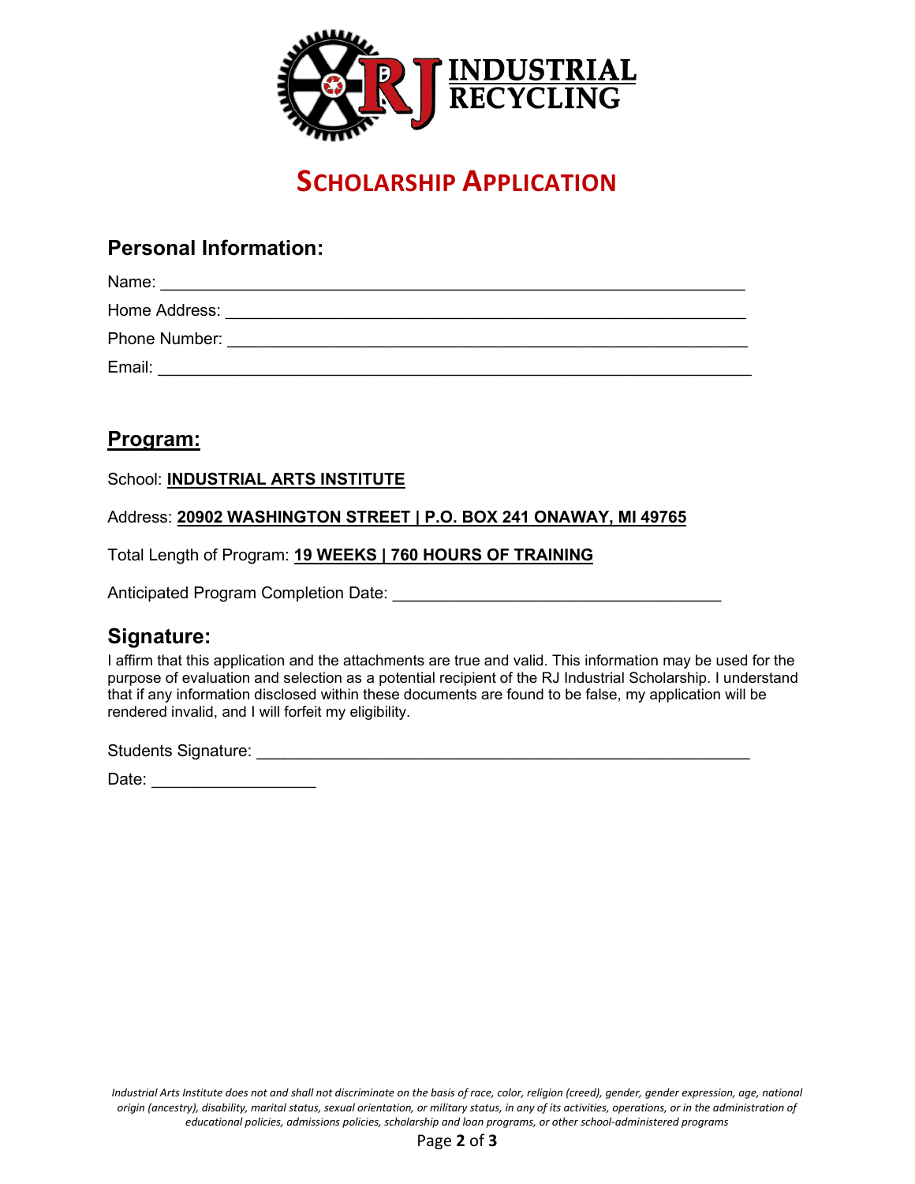# SCHOLARSHIP APPLICATION

## Personal Information:

Name: ___________________________________________________________________

Home Address: ____________________________________________________________

Phone Number: ____________________________________________________________

Email: ____________________________________________________________________

## Program:

School: **INDUSTRIAL ARTS INSTITUTE**

Address: **20902 WASHINGTON STREET | P.O. BOX 241 ONAWAY, MI 49765**

Total Length of Program: **19 WEEKS | 760 HOURS OF TRAINING**

Anticipated Program Completion Date: ____________________________________

## Signature:

I affirm that this application and the attachments are true and valid. This information may be used for the purpose of evaluation and selection as a potential recipient of the RJ Industrial Scholarship. I understand that if any information disclosed within these documents are found to be false, my application will be rendered invalid, and I will forfeit my eligibility.

Students Signature: ________________________________________________________

Date: ___________________

*Industrial Arts Institute does not and shall not discriminate on the basis of race, color, religion (creed), gender, gender expression, age, national origin (ancestry), disability, marital status, sexual orientation, or military status, in any of its activities, operations, or in the administration of educational policies, admissions policies, scholarship and loan programs, or other school-administered programs*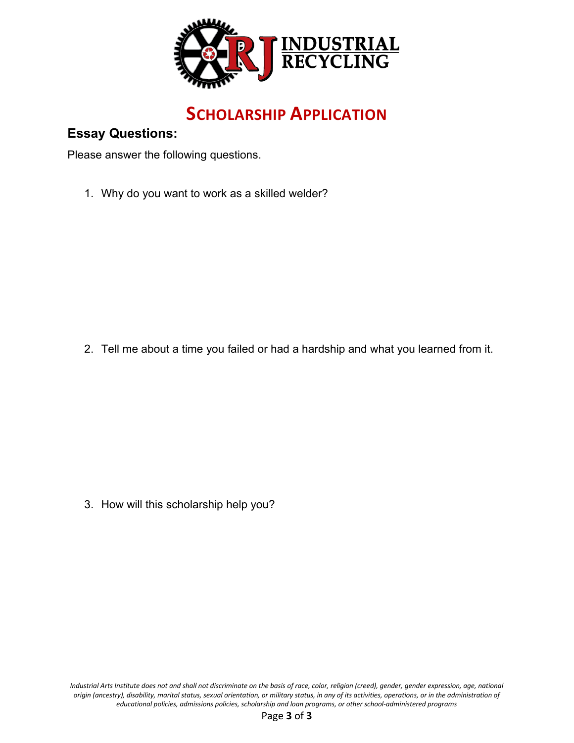RJ INDUSTRIAL RECYCLING

# Scholarship Application

## Essay Questions:

Please answer the following questions.

1. Why do you want to work as a skilled welder?

2. Tell me about a time you failed or had a hardship and what you learned from it.

3. How will this scholarship help you?

*Industrial Arts Institute does not and shall not discriminate on the basis of race, color, religion (creed), gender, gender expression, age, national origin (ancestry), disability, marital status, sexual orientation, or military status, in any of its activities, operations, or in the administration of educational policies, admissions policies, scholarship and loan programs, or other school-administered programs*